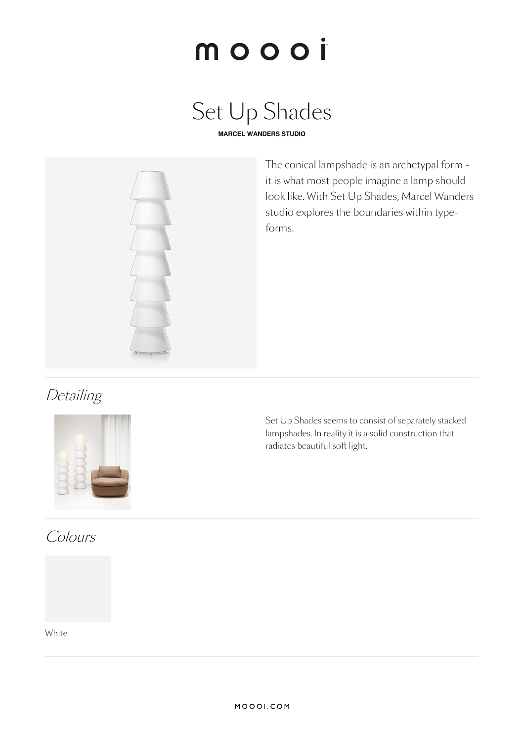moooi

# Set Up Shades

**MARCEL WANDERS STUDIO**

The conical lampshade is an archetypal form - it is what most people imagine a lamp should look like. With Set Up Shades, Marcel Wanders studio explores the boundaries within type-forms.

## *Detailing*

Set Up Shades seems to consist of separately stacked lampshades. In reality it is a solid construction that radiates beautiful soft light.

## *Colours*

White

MOOOI.COM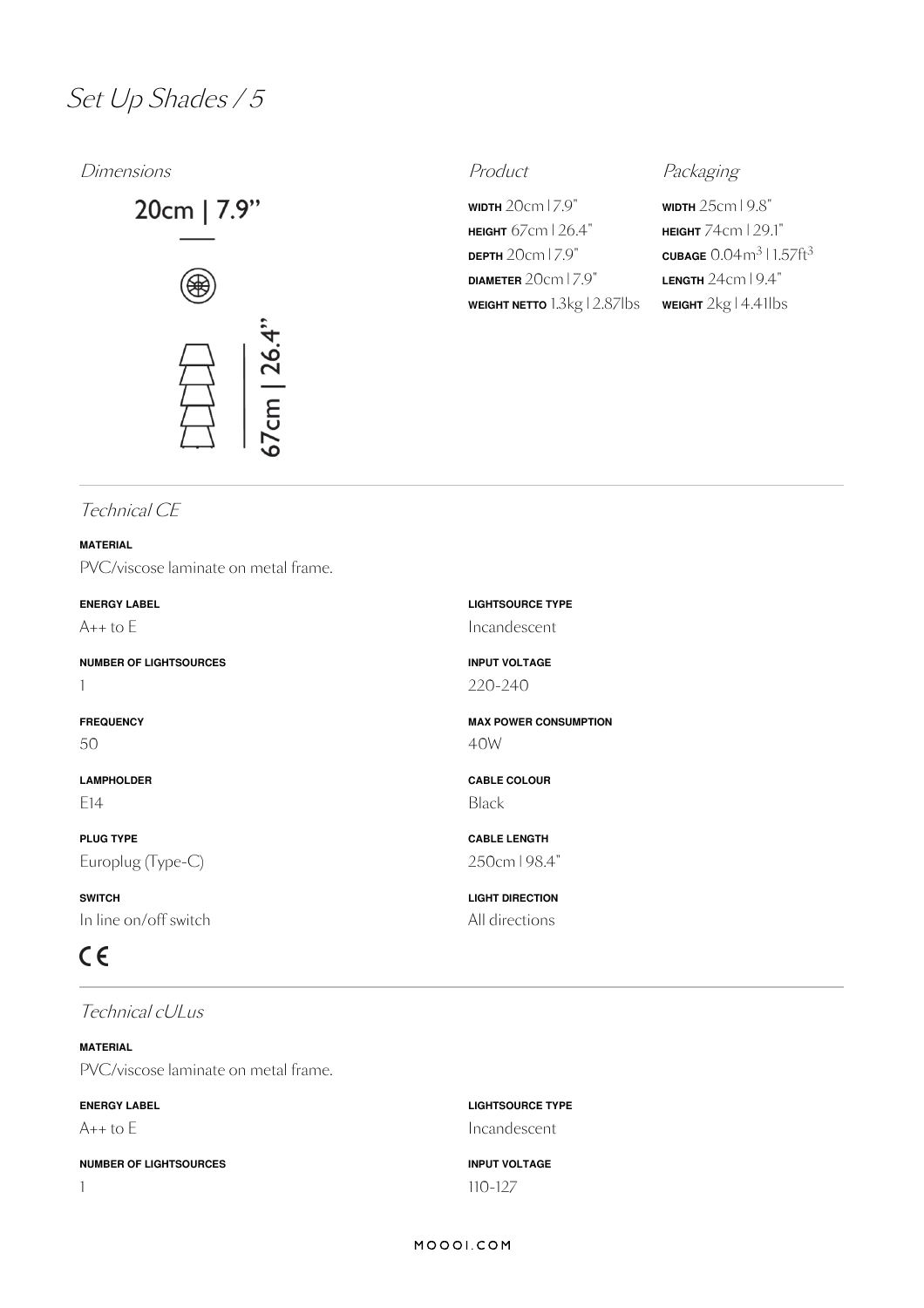# *Set Up Shades / 5*

## *Dimensions*

20cm | 7.9”

67cm | 26.4”

## *Product*

**WIDTH** 20cm | 7.9"
**HEIGHT** 67cm | 26.4"
**DEPTH** 20cm | 7.9"
**DIAMETER** 20cm | 7.9"
**WEIGHT NETTO** 1.3kg | 2.87lbs

## *Packaging*

**WIDTH** 25cm | 9.8"
**HEIGHT** 74cm | 29.1"
**CUBAGE** 0.04m³ | 1.57ft³
**LENGTH** 24cm | 9.4"
**WEIGHT** 2kg | 4.41lbs

---

## *Technical CE*

**MATERIAL**
PVC/viscose laminate on metal frame.

**ENERGY LABEL**
A++ to E

**NUMBER OF LIGHTSOURCES**
1

**FREQUENCY**
50

**LAMPHOLDER**
E14

**PLUG TYPE**
Europlug (Type-C)

**SWITCH**
In line on/off switch

**LIGHTSOURCE TYPE**
Incandescent

**INPUT VOLTAGE**
220-240

**MAX POWER CONSUMPTION**
40W

**CABLE COLOUR**
Black

**CABLE LENGTH**
250cm | 98.4"

**LIGHT DIRECTION**
All directions

CE

---

## *Technical cULus*

**MATERIAL**
PVC/viscose laminate on metal frame.

**ENERGY LABEL**
A++ to E

**NUMBER OF LIGHTSOURCES**
1

**LIGHTSOURCE TYPE**
Incandescent

**INPUT VOLTAGE**
110-127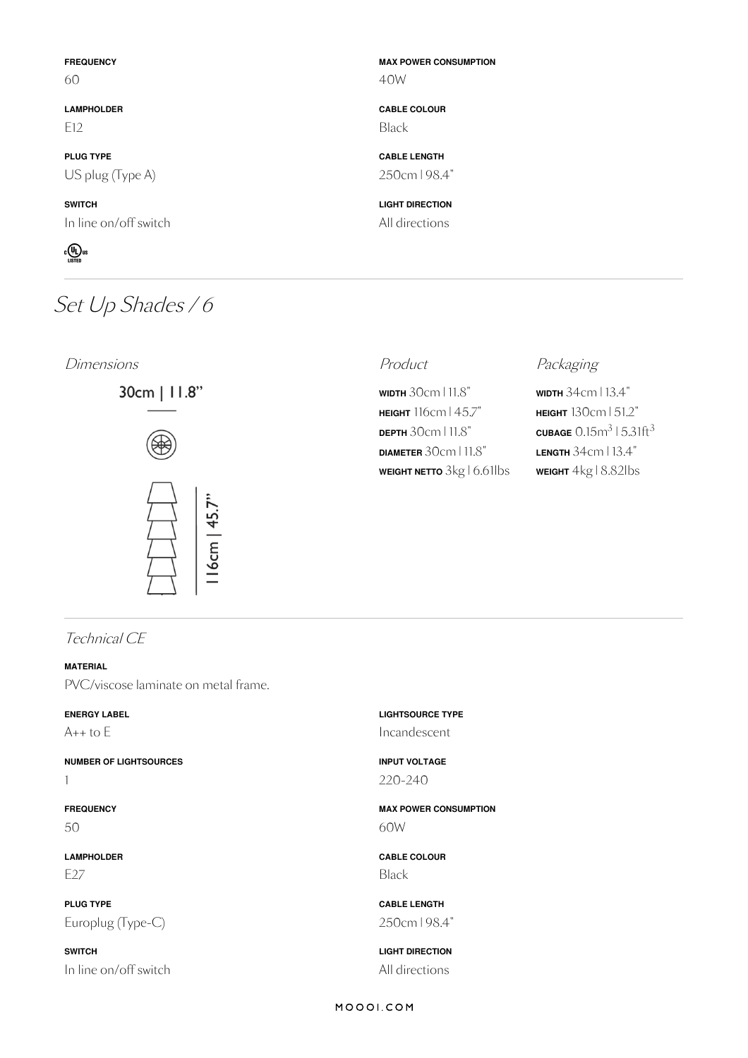**FREQUENCY**
60

**LAMPHOLDER**
E12

**PLUG TYPE**
US plug (Type A)

**SWITCH**
In line on/off switch

**MAX POWER CONSUMPTION**
40W

**CABLE COLOUR**
Black

**CABLE LENGTH**
250cm | 98.4"

**LIGHT DIRECTION**
All directions

# *Set Up Shades / 6*

## *Dimensions*

30cm | 11.8"

116cm | 45.7"

## *Product*

**WIDTH** 30cm | 11.8"
**HEIGHT** 116cm | 45.7"
**DEPTH** 30cm | 11.8"
**DIAMETER** 30cm | 11.8"
**WEIGHT NETTO** 3kg | 6.61lbs

## *Packaging*

**WIDTH** 34cm | 13.4"
**HEIGHT** 130cm | 51.2"
**CUBAGE** 0.15m$^3$ | 5.31ft$^3$
**LENGTH** 34cm | 13.4"
**WEIGHT** 4kg | 8.82lbs

## *Technical CE*

**MATERIAL**
PVC/viscose laminate on metal frame.

**ENERGY LABEL**
A++ to E

**NUMBER OF LIGHTSOURCES**
1

**FREQUENCY**
50

**LAMPHOLDER**
E27

**PLUG TYPE**
Europlug (Type-C)

**SWITCH**
In line on/off switch

**LIGHTSOURCE TYPE**
Incandescent

**INPUT VOLTAGE**
220-240

**MAX POWER CONSUMPTION**
60W

**CABLE COLOUR**
Black

**CABLE LENGTH**
250cm | 98.4"

**LIGHT DIRECTION**
All directions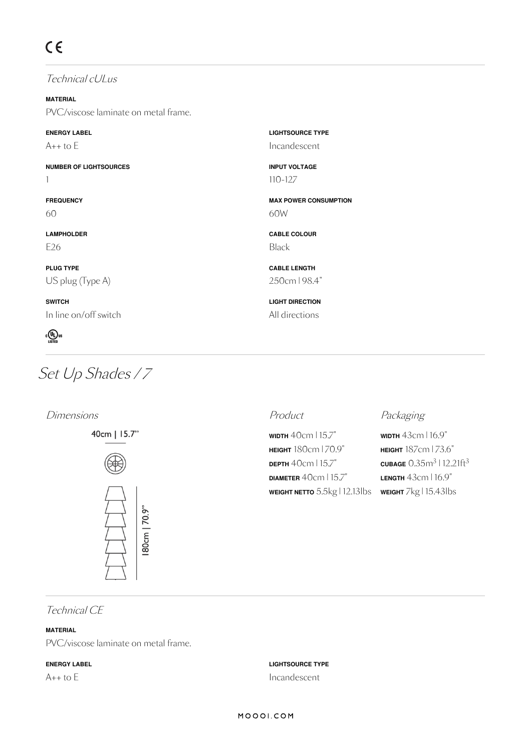CE

## *Technical cULus*

**MATERIAL**
PVC/viscose laminate on metal frame.

**ENERGY LABEL**
A++ to E

**LIGHTSOURCE TYPE**
Incandescent

**NUMBER OF LIGHTSOURCES**
1

**INPUT VOLTAGE**
110-127

**FREQUENCY**
60

**MAX POWER CONSUMPTION**
60W

**LAMPHOLDER**
E26

**CABLE COLOUR**
Black

**PLUG TYPE**
US plug (Type A)

**CABLE LENGTH**
250cm | 98.4"

**SWITCH**
In line on/off switch

**LIGHT DIRECTION**
All directions

c UL us LISTED

# *Set Up Shades / 7*

## *Dimensions*

40cm | 15.7"

180cm | 70.9"

## *Product*

**WIDTH** 40cm | 15.7"
**HEIGHT** 180cm | 70.9"
**DEPTH** 40cm | 15.7"
**DIAMETER** 40cm | 15.7"
**WEIGHT NETTO** 5.5kg | 12.13lbs

## *Packaging*

**WIDTH** 43cm | 16.9"
**HEIGHT** 187cm | 73.6"
**CUBAGE** 0.35m³ | 12.21ft³
**LENGTH** 43cm | 16.9"
**WEIGHT** 7kg | 15.43lbs

## *Technical CE*

**MATERIAL**
PVC/viscose laminate on metal frame.

**ENERGY LABEL**
A++ to E

**LIGHTSOURCE TYPE**
Incandescent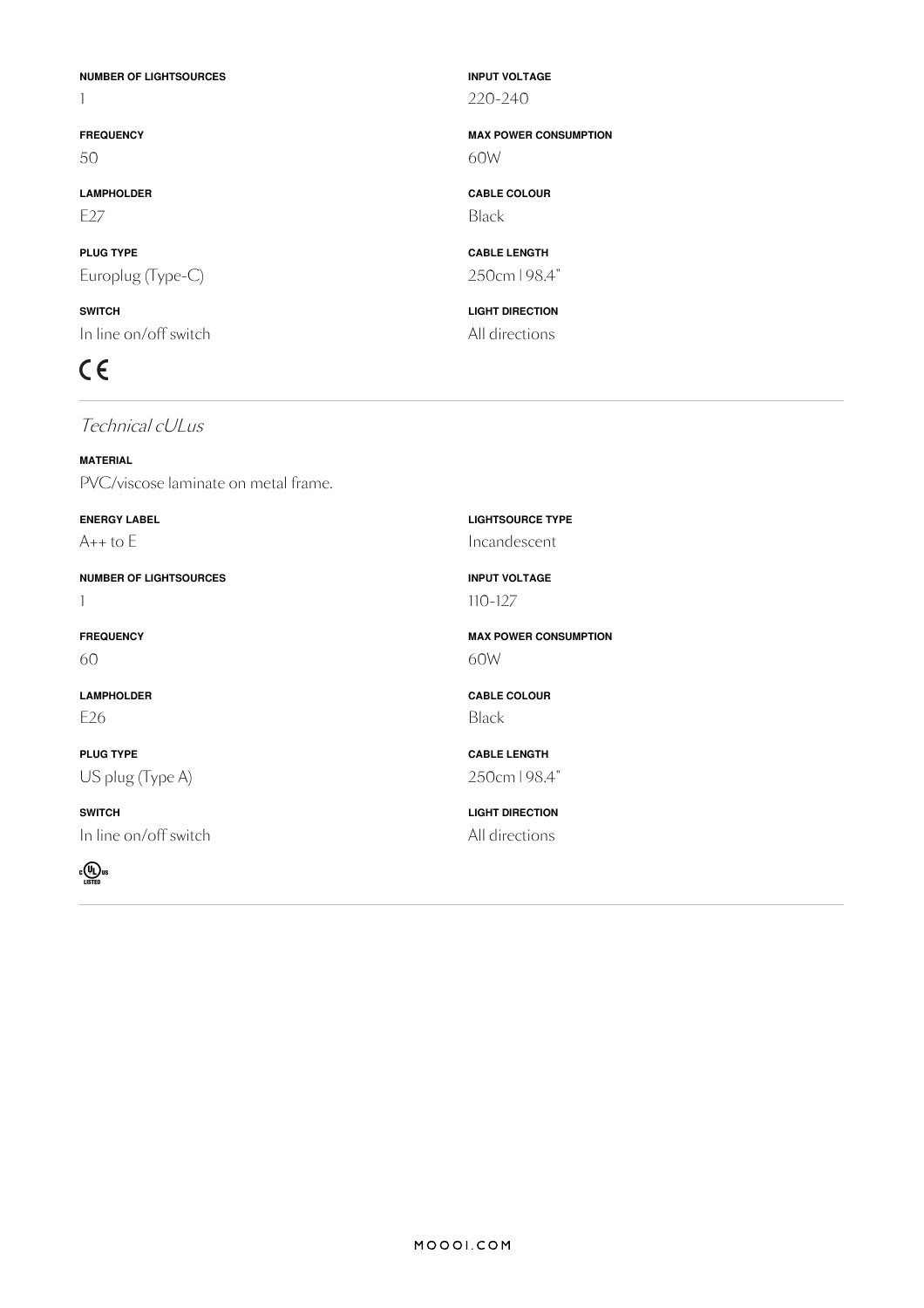**NUMBER OF LIGHTSOURCES**
1

**INPUT VOLTAGE**
220-240

**FREQUENCY**
50

**MAX POWER CONSUMPTION**
60W

**LAMPHOLDER**
E27

**CABLE COLOUR**
Black

**PLUG TYPE**
Europlug (Type-C)

**CABLE LENGTH**
250cm | 98.4"

**SWITCH**
In line on/off switch

**LIGHT DIRECTION**
All directions

CE

---

*Technical cULus*

**MATERIAL**
PVC/viscose laminate on metal frame.

**ENERGY LABEL**
A++ to E

**LIGHTSOURCE TYPE**
Incandescent

**NUMBER OF LIGHTSOURCES**
1

**INPUT VOLTAGE**
110-127

**FREQUENCY**
60

**MAX POWER CONSUMPTION**
60W

**LAMPHOLDER**
E26

**CABLE COLOUR**
Black

**PLUG TYPE**
US plug (Type A)

**CABLE LENGTH**
250cm | 98.4"

**SWITCH**
In line on/off switch

**LIGHT DIRECTION**
All directions

c UL us LISTED

---

MOOOI.COM